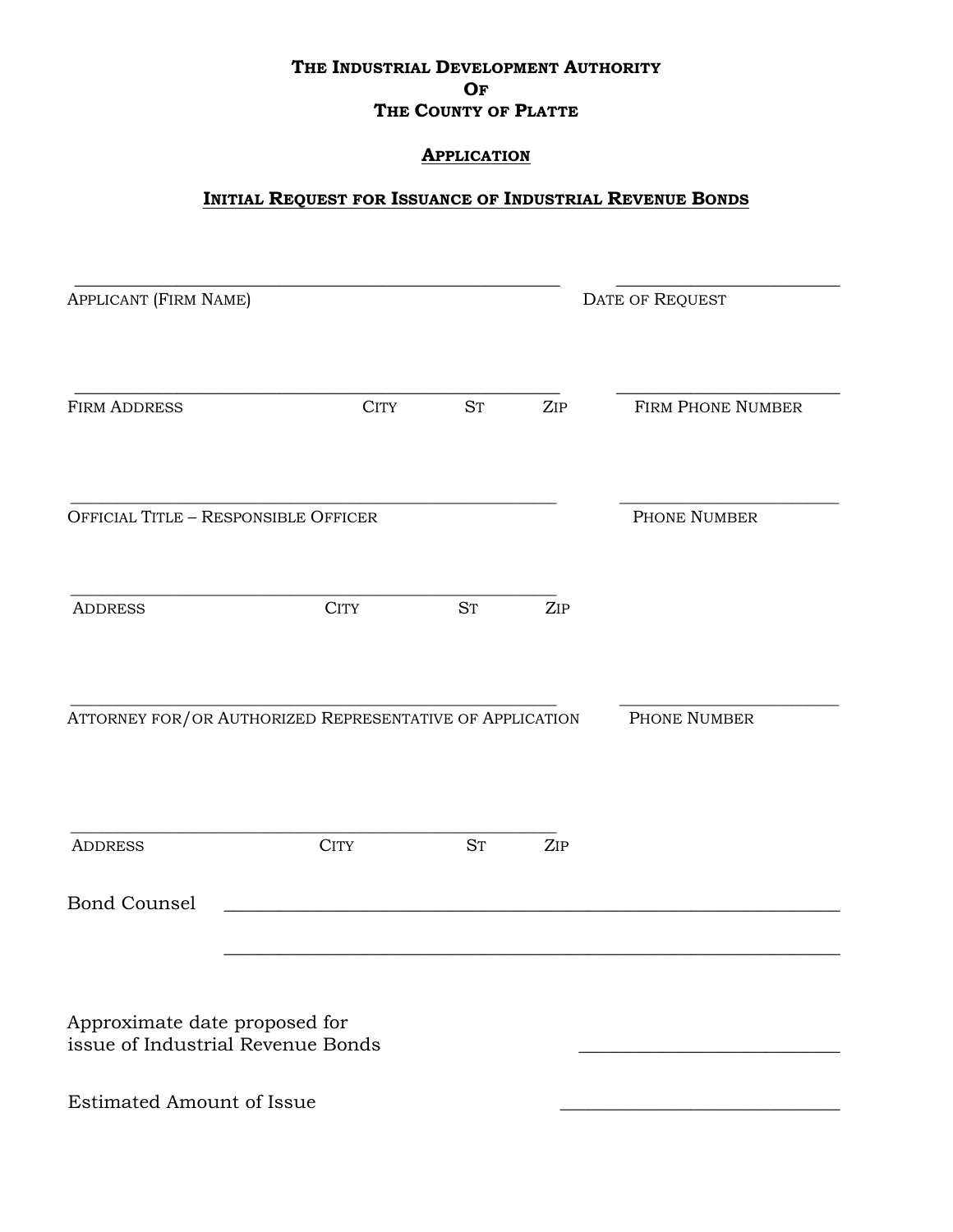**THE INDUSTRIAL DEVELOPMENT AUTHORITY**
**OF**
**THE COUNTY OF PLATTE**

**APPLICATION**

**INITIAL REQUEST FOR ISSUANCE OF INDUSTRIAL REVENUE BONDS**

______________________________________________ ______________________
APPLICANT (FIRM NAME) DATE OF REQUEST

______________________________________________ ______________________
FIRM ADDRESS CITY ST ZIP FIRM PHONE NUMBER

______________________________________________ ______________________
OFFICIAL TITLE – RESPONSIBLE OFFICER PHONE NUMBER

______________________________________________
ADDRESS CITY ST ZIP

______________________________________________ ______________________
ATTORNEY FOR/OR AUTHORIZED REPRESENTATIVE OF APPLICATION PHONE NUMBER

______________________________________________
ADDRESS CITY ST ZIP

Bond Counsel ____________________________________________________________

____________________________________________________________

Approximate date proposed for issue of Industrial Revenue Bonds ______________________

Estimated Amount of Issue ______________________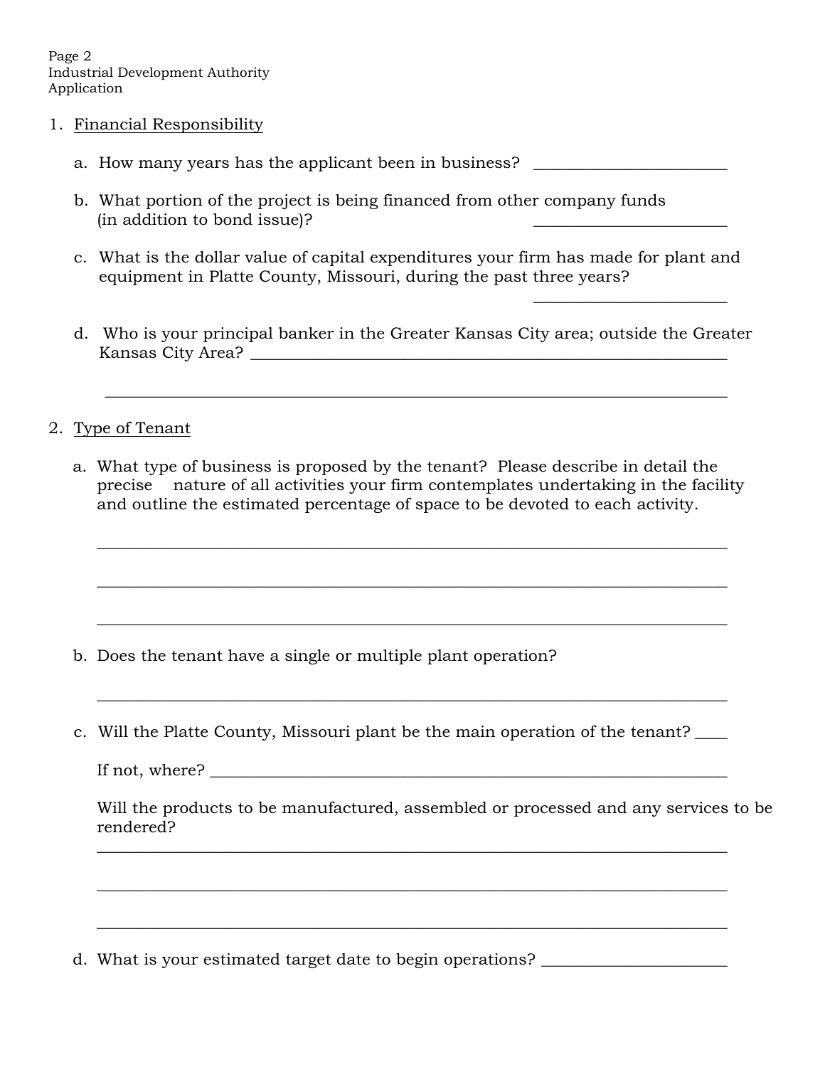1. Financial Responsibility

   a. How many years has the applicant been in business? _______________________

   b. What portion of the project is being financed from other company funds (in addition to bond issue)? _______________________

   c. What is the dollar value of capital expenditures your firm has made for plant and equipment in Platte County, Missouri, during the past three years? _______________________

   d. Who is your principal banker in the Greater Kansas City area; outside the Greater Kansas City Area? _______________________________________________________________

   _______________________________________________________________

2. Type of Tenant

   a. What type of business is proposed by the tenant? Please describe in detail the precise nature of all activities your firm contemplates undertaking in the facility and outline the estimated percentage of space to be devoted to each activity.

   _______________________________________________________________

   _______________________________________________________________

   _______________________________________________________________

   b. Does the tenant have a single or multiple plant operation?

   _______________________________________________________________

   c. Will the Platte County, Missouri plant be the main operation of the tenant? ____

   If not, where? _______________________________________________________________

   Will the products to be manufactured, assembled or processed and any services to be rendered?

   _______________________________________________________________

   _______________________________________________________________

   _______________________________________________________________

   d. What is your estimated target date to begin operations? _______________________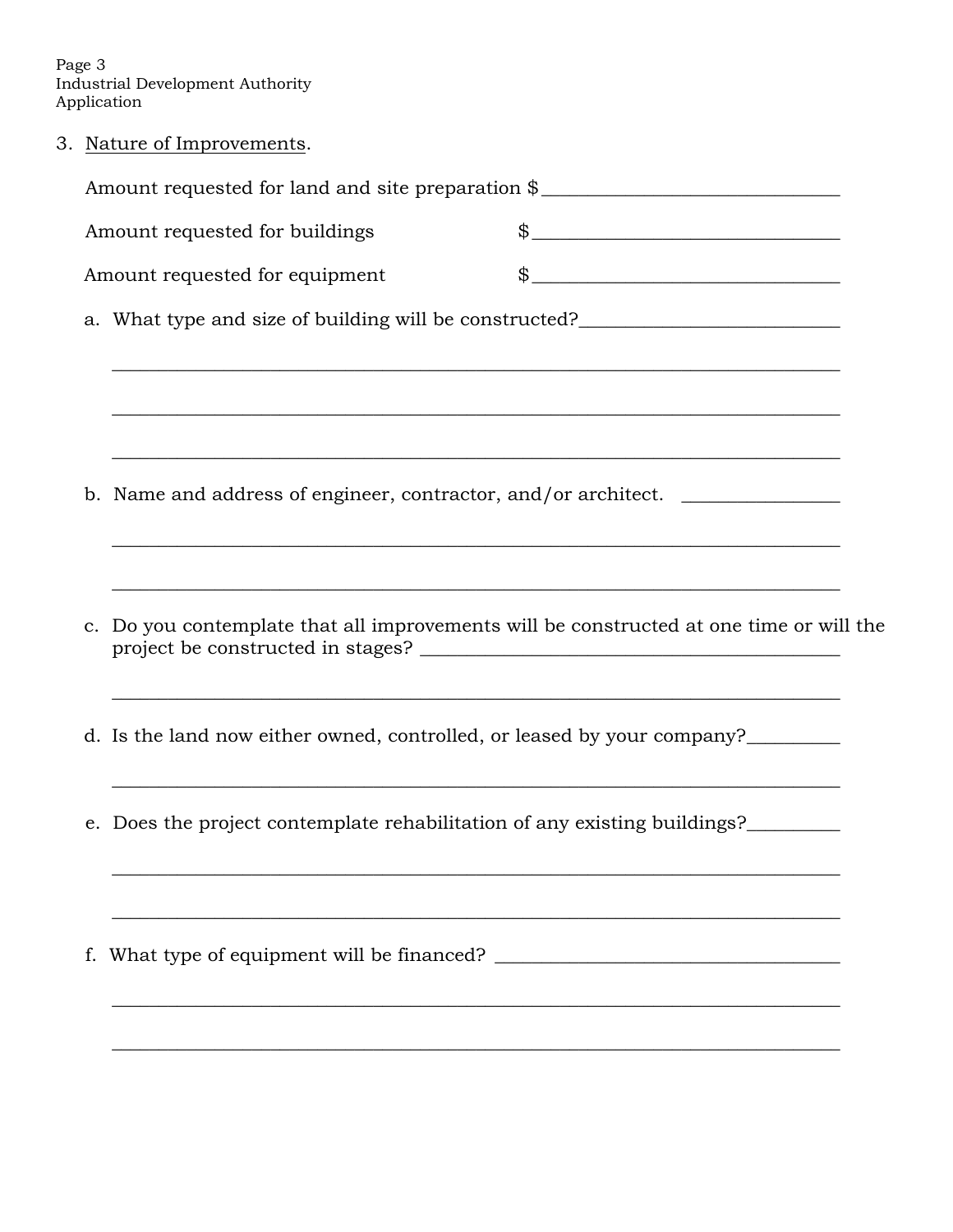3. Nature of Improvements.

   Amount requested for land and site preparation $_______________________________

   Amount requested for buildings $_______________________________

   Amount requested for equipment $_______________________________

   a. What type and size of building will be constructed?___________________________

   _____________________________________________________________________________

   _____________________________________________________________________________

   _____________________________________________________________________________

   b. Name and address of engineer, contractor, and/or architect. ________________

   _____________________________________________________________________________

   _____________________________________________________________________________

   c. Do you contemplate that all improvements will be constructed at one time or will the project be constructed in stages? ____________________________________________

   _____________________________________________________________________________

   d. Is the land now either owned, controlled, or leased by your company?_________

   _____________________________________________________________________________

   e. Does the project contemplate rehabilitation of any existing buildings?_________

   _____________________________________________________________________________

   _____________________________________________________________________________

   f. What type of equipment will be financed? ___________________________________

   _____________________________________________________________________________

   _____________________________________________________________________________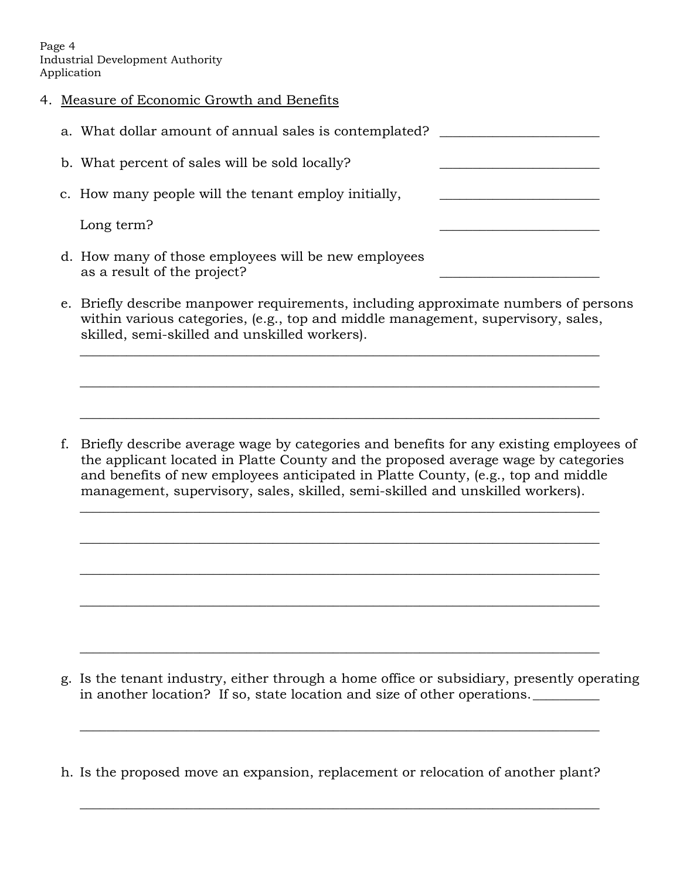4. <u>Measure of Economic Growth and Benefits</u>

   a. What dollar amount of annual sales is contemplated? _______________________

   b. What percent of sales will be sold locally? _______________________

   c. How many people will the tenant employ initially, _______________________

      Long term? _______________________

   d. How many of those employees will be new employees as a result of the project? _______________________

   e. Briefly describe manpower requirements, including approximate numbers of persons within various categories, (e.g., top and middle management, supervisory, sales, skilled, semi-skilled and unskilled workers).

      _____________________________________________________________________________

      _____________________________________________________________________________

      _____________________________________________________________________________

   f. Briefly describe average wage by categories and benefits for any existing employees of the applicant located in Platte County and the proposed average wage by categories and benefits of new employees anticipated in Platte County, (e.g., top and middle management, supervisory, sales, skilled, semi-skilled and unskilled workers).

      _____________________________________________________________________________

      _____________________________________________________________________________

      _____________________________________________________________________________

      _____________________________________________________________________________

      _____________________________________________________________________________

   g. Is the tenant industry, either through a home office or subsidiary, presently operating in another location? If so, state location and size of other operations. __________

      _____________________________________________________________________________

   h. Is the proposed move an expansion, replacement or relocation of another plant?

      _____________________________________________________________________________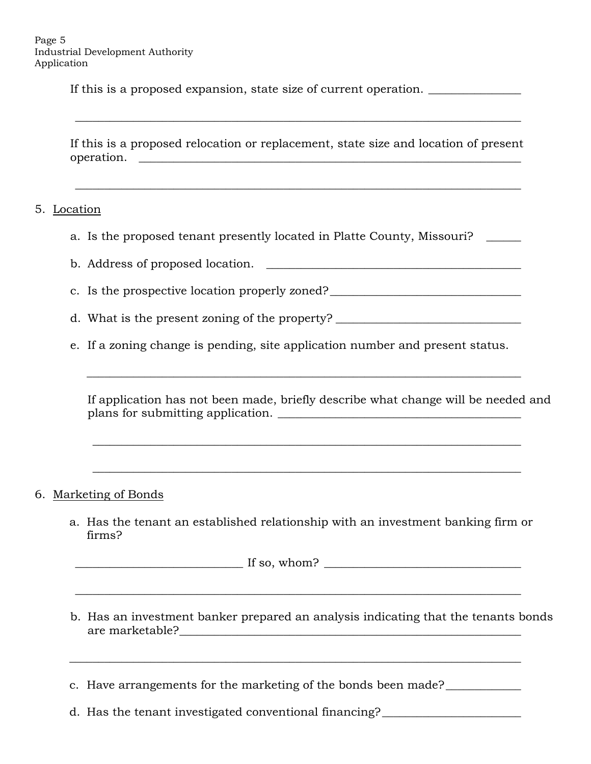If this is a proposed expansion, state size of current operation. _______________

_____________________________________________________________________________

If this is a proposed relocation or replacement, state size and location of present operation. _________________________________________________________________

_____________________________________________________________________________

5. Location

   a. Is the proposed tenant presently located in Platte County, Missouri? ______

   b. Address of proposed location. ___________________________________________

   c. Is the prospective location properly zoned?________________________________

   d. What is the present zoning of the property? _______________________________

   e. If a zoning change is pending, site application number and present status.

   _____________________________________________________________________________

   If application has not been made, briefly describe what change will be needed and plans for submitting application. ________________________________________

   _____________________________________________________________________________

   _____________________________________________________________________________

6. Marketing of Bonds

   a. Has the tenant an established relationship with an investment banking firm or firms?

   ____________________________ If so, whom? _________________________________

   _____________________________________________________________________________

   b. Has an investment banker prepared an analysis indicating that the tenants bonds are marketable?____________________________________________________________

   _____________________________________________________________________________

   c. Have arrangements for the marketing of the bonds been made?____________

   d. Has the tenant investigated conventional financing?______________________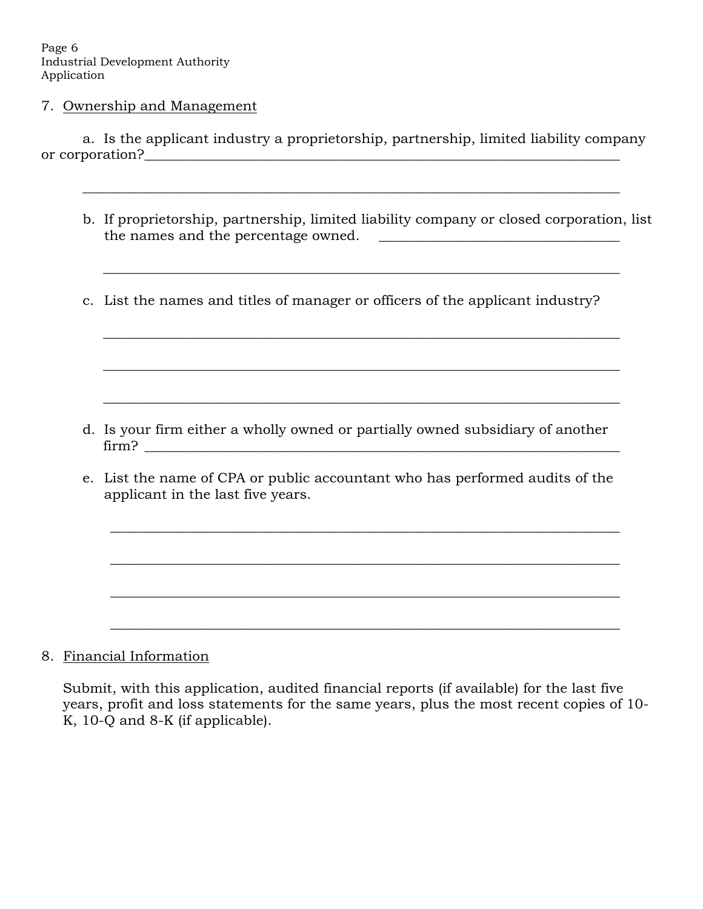7. Ownership and Management

 a. Is the applicant industry a proprietorship, partnership, limited liability company or corporation?______________________________________________________________________

______________________________________________________________________________

 b. If proprietorship, partnership, limited liability company or closed corporation, list the names and the percentage owned. ____________________________________

 ______________________________________________________________________________

 c. List the names and titles of manager or officers of the applicant industry?

 ______________________________________________________________________________

 ______________________________________________________________________________

 ______________________________________________________________________________

 d. Is your firm either a wholly owned or partially owned subsidiary of another firm? ______________________________________________________________________

 e. List the name of CPA or public accountant who has performed audits of the applicant in the last five years.

 ______________________________________________________________________________

 ______________________________________________________________________________

 ______________________________________________________________________________

 ______________________________________________________________________________

8. Financial Information

Submit, with this application, audited financial reports (if available) for the last five years, profit and loss statements for the same years, plus the most recent copies of 10-K, 10-Q and 8-K (if applicable).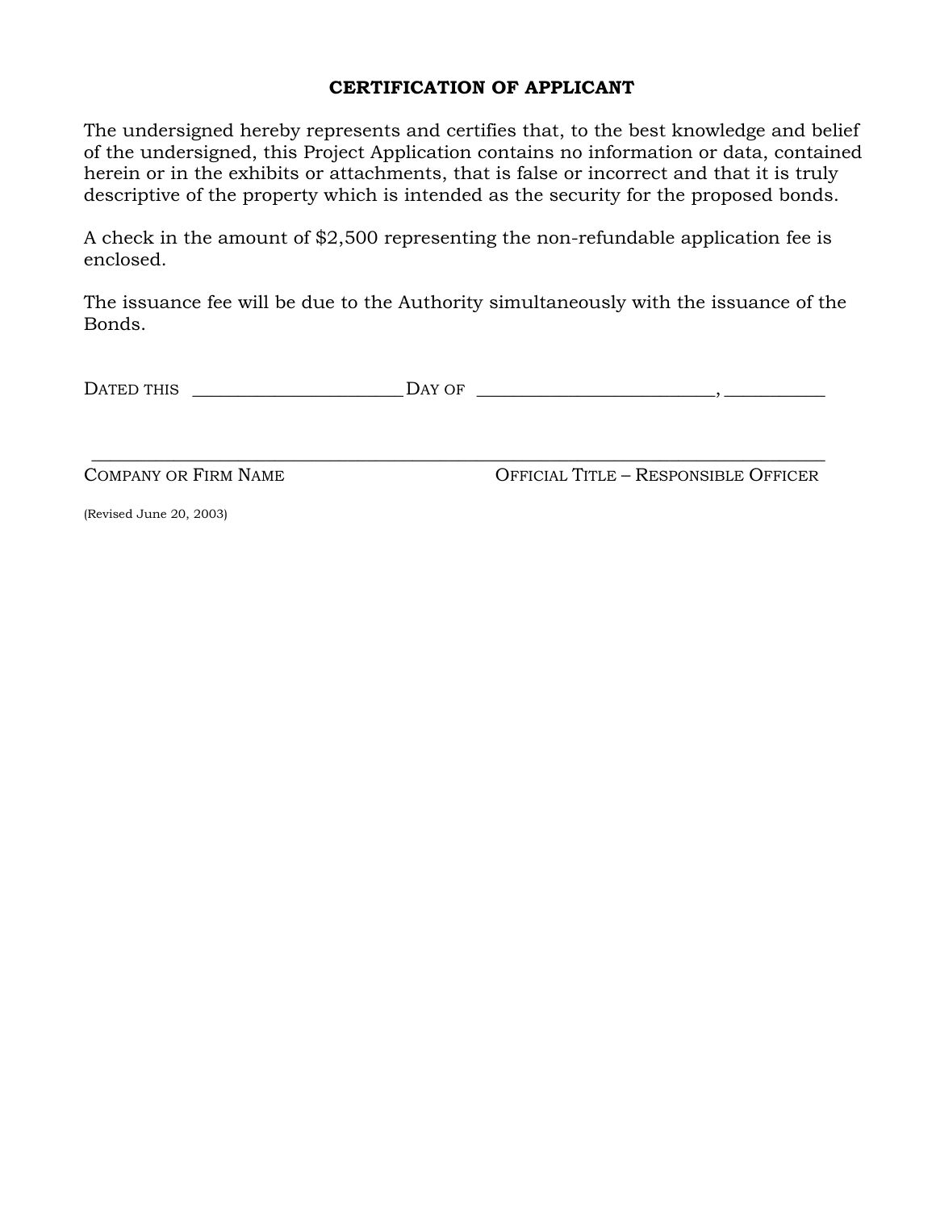## CERTIFICATION OF APPLICANT

The undersigned hereby represents and certifies that, to the best knowledge and belief of the undersigned, this Project Application contains no information or data, contained herein or in the exhibits or attachments, that is false or incorrect and that it is truly descriptive of the property which is intended as the security for the proposed bonds.

A check in the amount of $2,500 representing the non-refundable application fee is enclosed.

The issuance fee will be due to the Authority simultaneously with the issuance of the Bonds.

DATED THIS ______________________ DAY OF _________________________, __________

_____________________________________________________________________________

COMPANY OR FIRM NAME                                        OFFICIAL TITLE – RESPONSIBLE OFFICER

(Revised June 20, 2003)